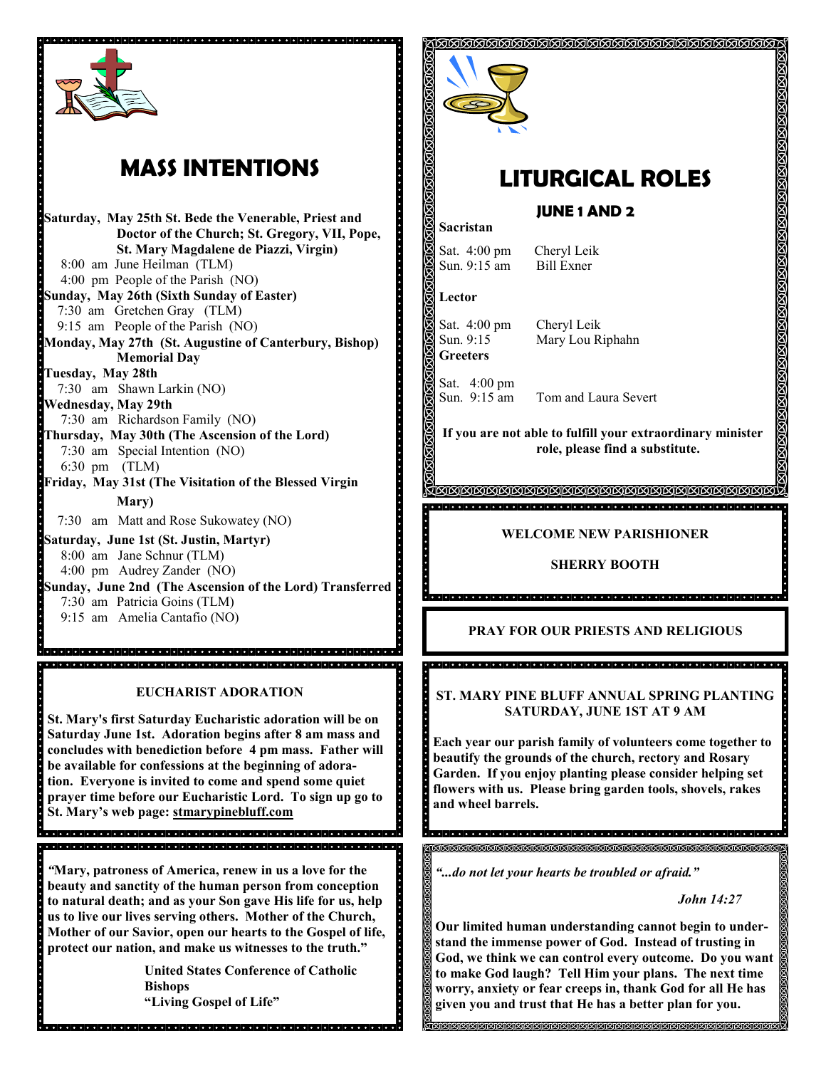## MASS INTENTIONS

**Saturday, May 25th St. Bede the Venerable, Priest and Doctor of the Church; St. Gregory, VII, Pope, St. Mary Magdalene de Piazzi, Virgin)**
8:00 am June Heilman (TLM)
4:00 pm People of the Parish (NO)

**Sunday, May 26th (Sixth Sunday of Easter)**
7:30 am Gretchen Gray (TLM)
9:15 am People of the Parish (NO)

**Monday, May 27th (St. Augustine of Canterbury, Bishop) Memorial Day**

**Tuesday, May 28th**
7:30 am Shawn Larkin (NO)

**Wednesday, May 29th**
7:30 am Richardson Family (NO)

**Thursday, May 30th (The Ascension of the Lord)**
7:30 am Special Intention (NO)
6:30 pm (TLM)

**Friday, May 31st (The Visitation of the Blessed Virgin Mary)**
7:30 am Matt and Rose Sukowatey (NO)

**Saturday, June 1st (St. Justin, Martyr)**
8:00 am Jane Schnur (TLM)
4:00 pm Audrey Zander (NO)

**Sunday, June 2nd (The Ascension of the Lord) Transferred**
7:30 am Patricia Goins (TLM)
9:15 am Amelia Cantafio (NO)

### EUCHARIST ADORATION

**St. Mary's first Saturday Eucharistic adoration will be on Saturday June 1st. Adoration begins after 8 am mass and concludes with benediction before 4 pm mass. Father will be available for confessions at the beginning of adoration. Everyone is invited to come and spend some quiet prayer time before our Eucharistic Lord. To sign up go to St. Mary's web page: stmarypinebluff.com**

**"Mary, patroness of America, renew in us a love for the beauty and sanctity of the human person from conception to natural death; and as your Son gave His life for us, help us to live our lives serving others. Mother of the Church, Mother of our Savior, open our hearts to the Gospel of life, protect our nation, and make us witnesses to the truth."**

**United States Conference of Catholic Bishops**
**"Living Gospel of Life"**

## LITURGICAL ROLES

### JUNE 1 AND 2

**Sacristan**

Sat. 4:00 pm Cheryl Leik
Sun. 9:15 am Bill Exner

**Lector**

Sat. 4:00 pm Cheryl Leik
Sun. 9:15 Mary Lou Riphahn

**Greeters**

Sat. 4:00 pm
Sun. 9:15 am Tom and Laura Severt

**If you are not able to fulfill your extraordinary minister role, please find a substitute.**

### WELCOME NEW PARISHIONER

**SHERRY BOOTH**

### PRAY FOR OUR PRIESTS AND RELIGIOUS

### ST. MARY PINE BLUFF ANNUAL SPRING PLANTING SATURDAY, JUNE 1ST AT 9 AM

**Each year our parish family of volunteers come together to beautify the grounds of the church, rectory and Rosary Garden. If you enjoy planting please consider helping set flowers with us. Please bring garden tools, shovels, rakes and wheel barrels.**

***"...do not let your hearts be troubled or afraid."***

***John 14:27***

**Our limited human understanding cannot begin to understand the immense power of God. Instead of trusting in God, we think we can control every outcome. Do you want to make God laugh? Tell Him your plans. The next time worry, anxiety or fear creeps in, thank God for all He has given you and trust that He has a better plan for you.**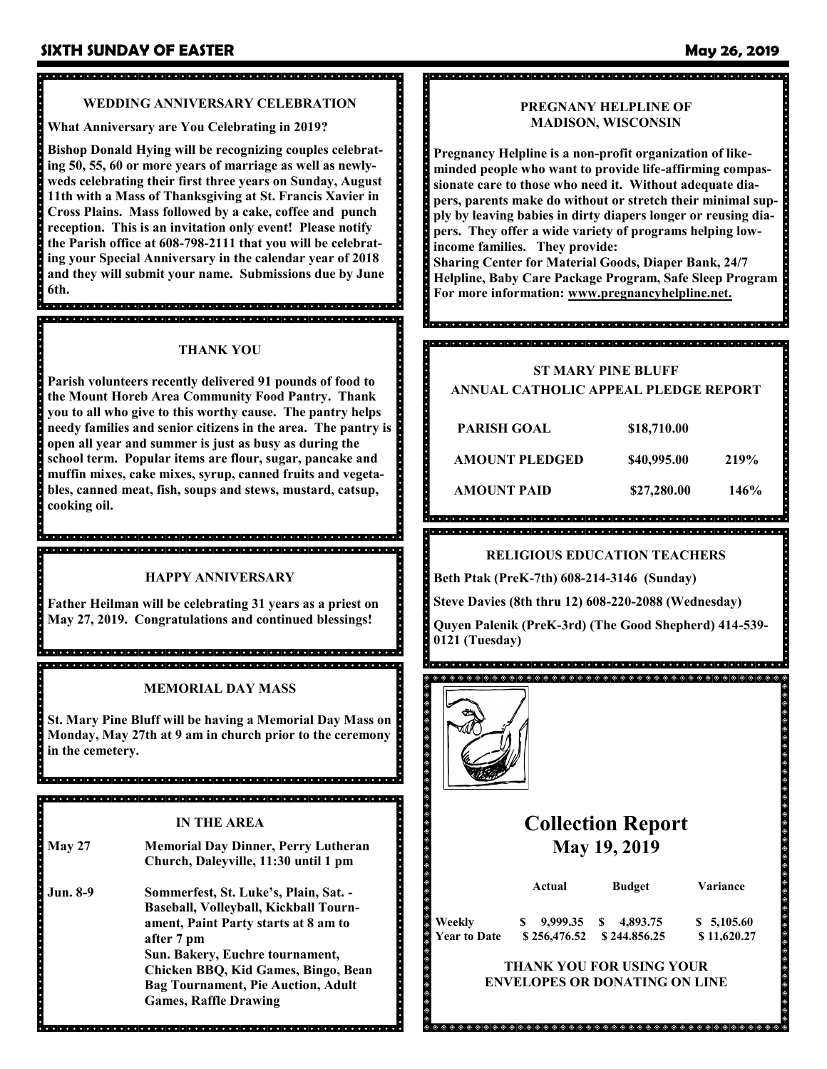## WEDDING ANNIVERSARY CELEBRATION

**What Anniversary are You Celebrating in 2019?**

**Bishop Donald Hying will be recognizing couples celebrating 50, 55, 60 or more years of marriage as well as newlyweds celebrating their first three years on Sunday, August 11th with a Mass of Thanksgiving at St. Francis Xavier in Cross Plains. Mass followed by a cake, coffee and punch reception. This is an invitation only event! Please notify the Parish office at 608-798-2111 that you will be celebrating your Special Anniversary in the calendar year of 2018 and they will submit your name. Submissions due by June 6th.**

## THANK YOU

**Parish volunteers recently delivered 91 pounds of food to the Mount Horeb Area Community Food Pantry. Thank you to all who give to this worthy cause. The pantry helps needy families and senior citizens in the area. The pantry is open all year and summer is just as busy as during the school term. Popular items are flour, sugar, pancake and muffin mixes, cake mixes, syrup, canned fruits and vegetables, canned meat, fish, soups and stews, mustard, catsup, cooking oil.**

## HAPPY ANNIVERSARY

**Father Heilman will be celebrating 31 years as a priest on May 27, 2019. Congratulations and continued blessings!**

## MEMORIAL DAY MASS

**St. Mary Pine Bluff will be having a Memorial Day Mass on Monday, May 27th at 9 am in church prior to the ceremony in the cemetery.**

## IN THE AREA

| | |
|---|---|
| **May 27** | **Memorial Day Dinner, Perry Lutheran Church, Daleyville, 11:30 until 1 pm** |
| **Jun. 8-9** | **Sommerfest, St. Luke's, Plain, Sat. - Baseball, Volleyball, Kickball Tournament, Paint Party starts at 8 am to after 7 pm Sun. Bakery, Euchre tournament, Chicken BBQ, Kid Games, Bingo, Bean Bag Tournament, Pie Auction, Adult Games, Raffle Drawing** |

## PREGNANY HELPLINE OF MADISON, WISCONSIN

**Pregnancy Helpline is a non-profit organization of like-minded people who want to provide life-affirming compassionate care to those who need it. Without adequate diapers, parents make do without or stretch their minimal supply by leaving babies in dirty diapers longer or reusing diapers. They offer a wide variety of programs helping low-income families. They provide:**

**Sharing Center for Material Goods, Diaper Bank, 24/7 Helpline, Baby Care Package Program, Safe Sleep Program**

**For more information: www.pregnancyhelpline.net.**

## ST MARY PINE BLUFF ANNUAL CATHOLIC APPEAL PLEDGE REPORT

| | | |
|---|---|---|
| **PARISH GOAL** | **$18,710.00** | |
| **AMOUNT PLEDGED** | **$40,995.00** | **219%** |
| **AMOUNT PAID** | **$27,280.00** | **146%** |

## RELIGIOUS EDUCATION TEACHERS

**Beth Ptak (PreK-7th) 608-214-3146 (Sunday)**

**Steve Davies (8th thru 12) 608-220-2088 (Wednesday)**

**Quyen Palenik (PreK-3rd) (The Good Shepherd) 414-539-0121 (Tuesday)**

## Collection Report
### May 19, 2019

| | Actual | Budget | Variance |
|---|---|---|---|
| Weekly | $ 9,999.35 | $ 4,893.75 | $ 5,105.60 |
| Year to Date | $ 256,476.52 | $ 244.856.25 | $ 11,620.27 |

**THANK YOU FOR USING YOUR ENVELOPES OR DONATING ON LINE**